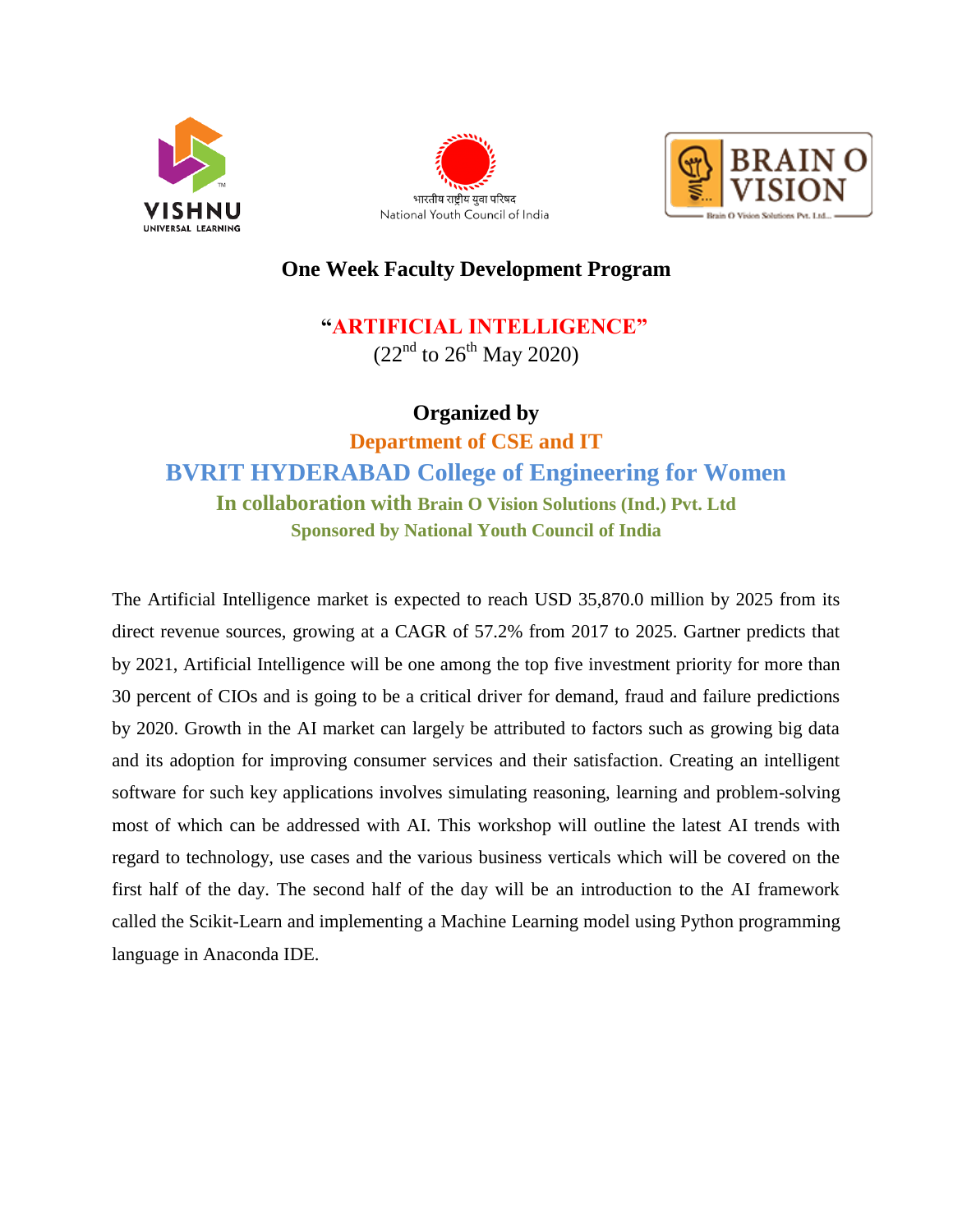भारतीय राष्ट्रीय युवा परिषद
National Youth Council of India

BRAIN O VISION
Brain O Vision Solutions Pvt. Ltd.

VISHNU
UNIVERSAL LEARNING

# One Week Faculty Development Program

## "ARTIFICIAL INTELLIGENCE"

(22nd to 26th May 2020)

**Organized by**

**Department of CSE and IT**

**BVRIT HYDERABAD College of Engineering for Women**

**In collaboration with Brain O Vision Solutions (Ind.) Pvt. Ltd**

**Sponsored by National Youth Council of India**

The Artificial Intelligence market is expected to reach USD 35,870.0 million by 2025 from its direct revenue sources, growing at a CAGR of 57.2% from 2017 to 2025. Gartner predicts that by 2021, Artificial Intelligence will be one among the top five investment priority for more than 30 percent of CIOs and is going to be a critical driver for demand, fraud and failure predictions by 2020. Growth in the AI market can largely be attributed to factors such as growing big data and its adoption for improving consumer services and their satisfaction. Creating an intelligent software for such key applications involves simulating reasoning, learning and problem-solving most of which can be addressed with AI. This workshop will outline the latest AI trends with regard to technology, use cases and the various business verticals which will be covered on the first half of the day. The second half of the day will be an introduction to the AI framework called the Scikit-Learn and implementing a Machine Learning model using Python programming language in Anaconda IDE.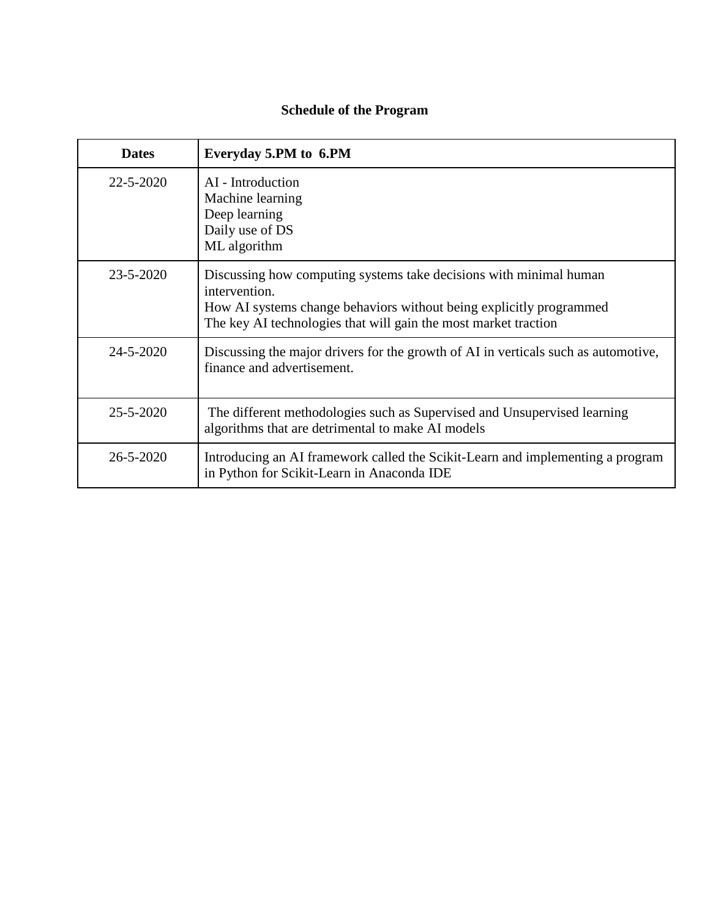**Schedule of the Program**

| Dates | **Everyday 5.PM to 6.PM** |
| --- | --- |
| 22-5-2020 | AI - Introduction<br>Machine learning<br>Deep learning<br>Daily use of DS<br>ML algorithm |
| 23-5-2020 | Discussing how computing systems take decisions with minimal human intervention.<br>How AI systems change behaviors without being explicitly programmed<br>The key AI technologies that will gain the most market traction |
| 24-5-2020 | Discussing the major drivers for the growth of AI in verticals such as automotive, finance and advertisement. |
| 25-5-2020 | The different methodologies such as Supervised and Unsupervised learning algorithms that are detrimental to make AI models |
| 26-5-2020 | Introducing an AI framework called the Scikit-Learn and implementing a program in Python for Scikit-Learn in Anaconda IDE |